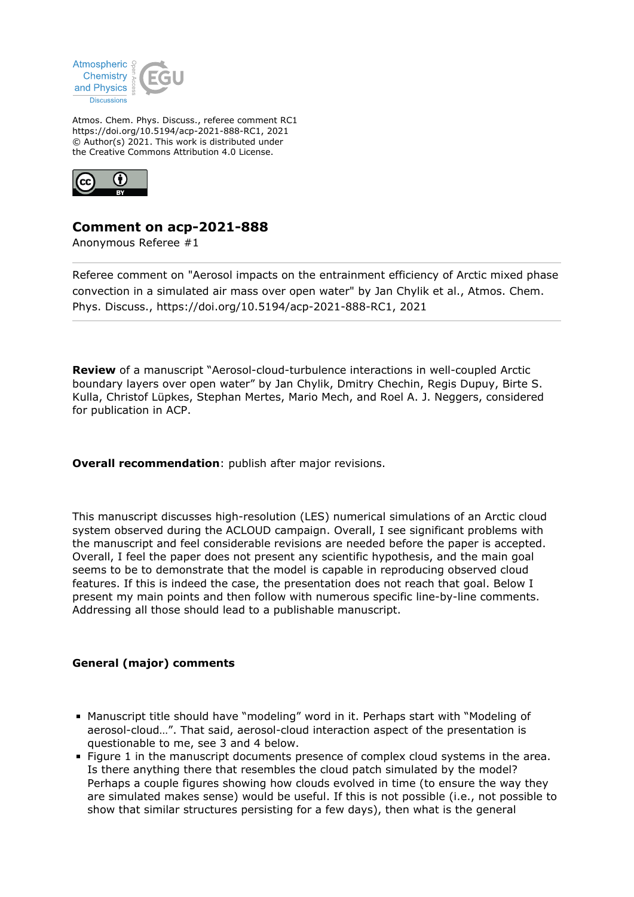Atmos. Chem. Phys. Discuss., referee comment RC1
https://doi.org/10.5194/acp-2021-888-RC1, 2021
© Author(s) 2021. This work is distributed under
the Creative Commons Attribution 4.0 License.

# Comment on acp-2021-888

Anonymous Referee #1

---

Referee comment on "Aerosol impacts on the entrainment efficiency of Arctic mixed phase convection in a simulated air mass over open water" by Jan Chylik et al., Atmos. Chem. Phys. Discuss., https://doi.org/10.5194/acp-2021-888-RC1, 2021

---

**Review** of a manuscript "Aerosol-cloud-turbulence interactions in well-coupled Arctic boundary layers over open water" by Jan Chylik, Dmitry Chechin, Regis Dupuy, Birte S. Kulla, Christof Lüpkes, Stephan Mertes, Mario Mech, and Roel A. J. Neggers, considered for publication in ACP.

**Overall recommendation**: publish after major revisions.

This manuscript discusses high-resolution (LES) numerical simulations of an Arctic cloud system observed during the ACLOUD campaign. Overall, I see significant problems with the manuscript and feel considerable revisions are needed before the paper is accepted. Overall, I feel the paper does not present any scientific hypothesis, and the main goal seems to be to demonstrate that the model is capable in reproducing observed cloud features. If this is indeed the case, the presentation does not reach that goal. Below I present my main points and then follow with numerous specific line-by-line comments. Addressing all those should lead to a publishable manuscript.

**General (major) comments**

- Manuscript title should have "modeling" word in it. Perhaps start with "Modeling of aerosol-cloud…". That said, aerosol-cloud interaction aspect of the presentation is questionable to me, see 3 and 4 below.
- Figure 1 in the manuscript documents presence of complex cloud systems in the area. Is there anything there that resembles the cloud patch simulated by the model? Perhaps a couple figures showing how clouds evolved in time (to ensure the way they are simulated makes sense) would be useful. If this is not possible (i.e., not possible to show that similar structures persisting for a few days), then what is the general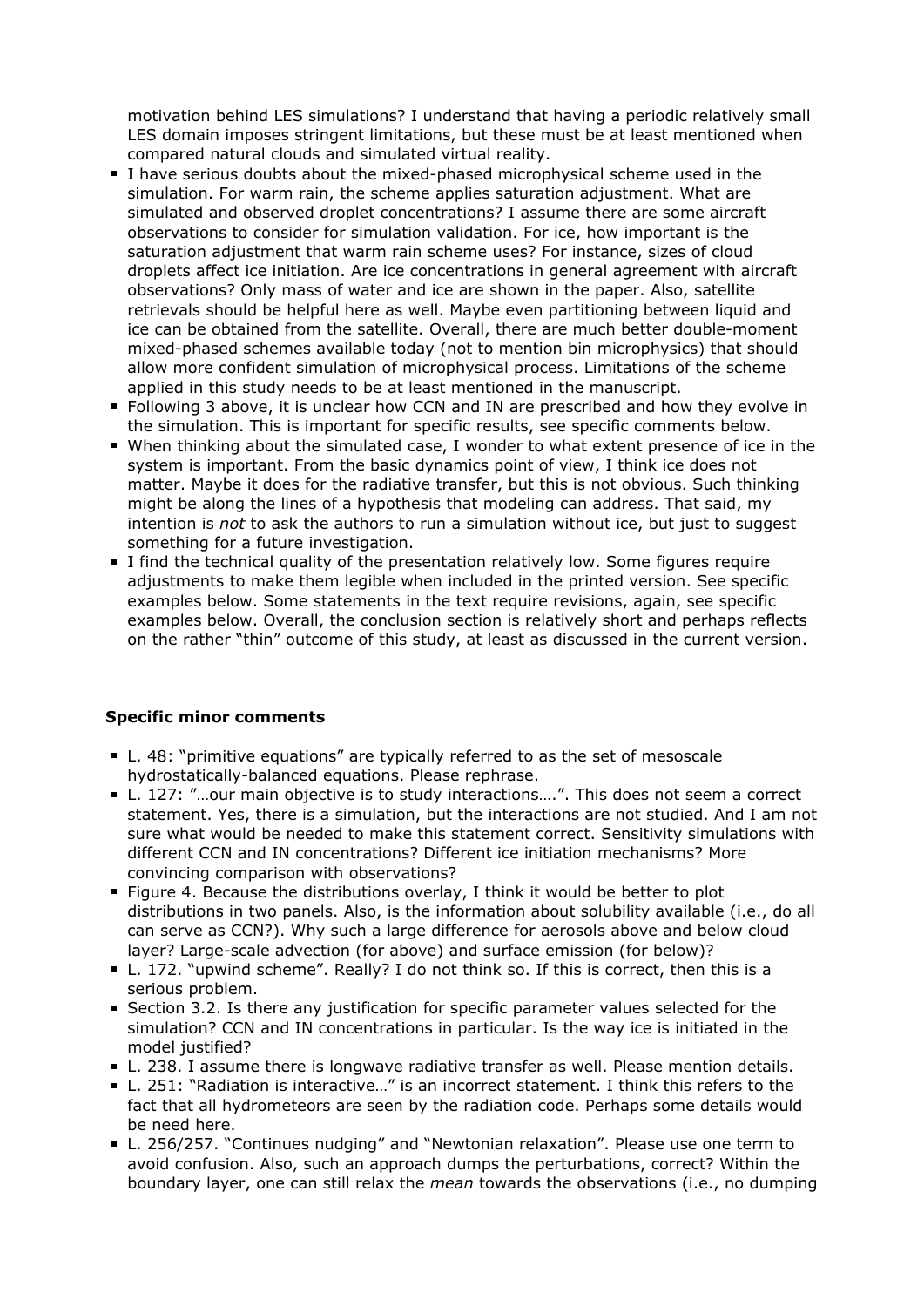motivation behind LES simulations? I understand that having a periodic relatively small LES domain imposes stringent limitations, but these must be at least mentioned when compared natural clouds and simulated virtual reality.

- I have serious doubts about the mixed-phased microphysical scheme used in the simulation. For warm rain, the scheme applies saturation adjustment. What are simulated and observed droplet concentrations? I assume there are some aircraft observations to consider for simulation validation. For ice, how important is the saturation adjustment that warm rain scheme uses? For instance, sizes of cloud droplets affect ice initiation. Are ice concentrations in general agreement with aircraft observations? Only mass of water and ice are shown in the paper. Also, satellite retrievals should be helpful here as well. Maybe even partitioning between liquid and ice can be obtained from the satellite. Overall, there are much better double-moment mixed-phased schemes available today (not to mention bin microphysics) that should allow more confident simulation of microphysical process. Limitations of the scheme applied in this study needs to be at least mentioned in the manuscript.
- Following 3 above, it is unclear how CCN and IN are prescribed and how they evolve in the simulation. This is important for specific results, see specific comments below.
- When thinking about the simulated case, I wonder to what extent presence of ice in the system is important. From the basic dynamics point of view, I think ice does not matter. Maybe it does for the radiative transfer, but this is not obvious. Such thinking might be along the lines of a hypothesis that modeling can address. That said, my intention is *not* to ask the authors to run a simulation without ice, but just to suggest something for a future investigation.
- I find the technical quality of the presentation relatively low. Some figures require adjustments to make them legible when included in the printed version. See specific examples below. Some statements in the text require revisions, again, see specific examples below. Overall, the conclusion section is relatively short and perhaps reflects on the rather "thin" outcome of this study, at least as discussed in the current version.

**Specific minor comments**

- L. 48: "primitive equations" are typically referred to as the set of mesoscale hydrostatically-balanced equations. Please rephrase.
- L. 127: "…our main objective is to study interactions….". This does not seem a correct statement. Yes, there is a simulation, but the interactions are not studied. And I am not sure what would be needed to make this statement correct. Sensitivity simulations with different CCN and IN concentrations? Different ice initiation mechanisms? More convincing comparison with observations?
- Figure 4. Because the distributions overlay, I think it would be better to plot distributions in two panels. Also, is the information about solubility available (i.e., do all can serve as CCN?). Why such a large difference for aerosols above and below cloud layer? Large-scale advection (for above) and surface emission (for below)?
- L. 172. "upwind scheme". Really? I do not think so. If this is correct, then this is a serious problem.
- Section 3.2. Is there any justification for specific parameter values selected for the simulation? CCN and IN concentrations in particular. Is the way ice is initiated in the model justified?
- L. 238. I assume there is longwave radiative transfer as well. Please mention details.
- L. 251: "Radiation is interactive…" is an incorrect statement. I think this refers to the fact that all hydrometeors are seen by the radiation code. Perhaps some details would be need here.
- L. 256/257. "Continues nudging" and "Newtonian relaxation". Please use one term to avoid confusion. Also, such an approach dumps the perturbations, correct? Within the boundary layer, one can still relax the *mean* towards the observations (i.e., no dumping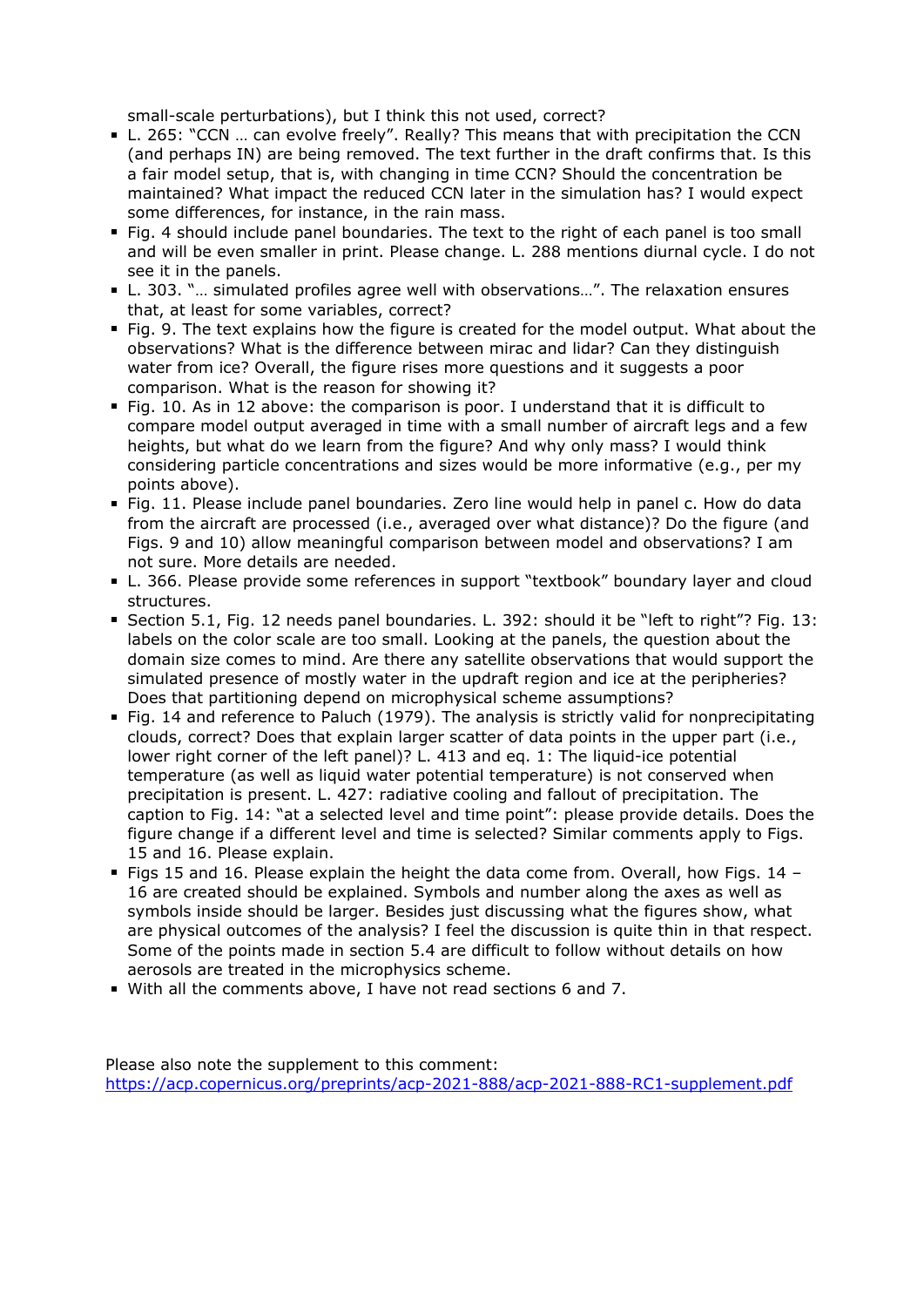small-scale perturbations), but I think this not used, correct?

- L. 265: "CCN … can evolve freely". Really? This means that with precipitation the CCN (and perhaps IN) are being removed. The text further in the draft confirms that. Is this a fair model setup, that is, with changing in time CCN? Should the concentration be maintained? What impact the reduced CCN later in the simulation has? I would expect some differences, for instance, in the rain mass.
- Fig. 4 should include panel boundaries. The text to the right of each panel is too small and will be even smaller in print. Please change. L. 288 mentions diurnal cycle. I do not see it in the panels.
- L. 303. "… simulated profiles agree well with observations…". The relaxation ensures that, at least for some variables, correct?
- Fig. 9. The text explains how the figure is created for the model output. What about the observations? What is the difference between mirac and lidar? Can they distinguish water from ice? Overall, the figure rises more questions and it suggests a poor comparison. What is the reason for showing it?
- Fig. 10. As in 12 above: the comparison is poor. I understand that it is difficult to compare model output averaged in time with a small number of aircraft legs and a few heights, but what do we learn from the figure? And why only mass? I would think considering particle concentrations and sizes would be more informative (e.g., per my points above).
- Fig. 11. Please include panel boundaries. Zero line would help in panel c. How do data from the aircraft are processed (i.e., averaged over what distance)? Do the figure (and Figs. 9 and 10) allow meaningful comparison between model and observations? I am not sure. More details are needed.
- L. 366. Please provide some references in support "textbook" boundary layer and cloud structures.
- Section 5.1, Fig. 12 needs panel boundaries. L. 392: should it be "left to right"? Fig. 13: labels on the color scale are too small. Looking at the panels, the question about the domain size comes to mind. Are there any satellite observations that would support the simulated presence of mostly water in the updraft region and ice at the peripheries? Does that partitioning depend on microphysical scheme assumptions?
- Fig. 14 and reference to Paluch (1979). The analysis is strictly valid for nonprecipitating clouds, correct? Does that explain larger scatter of data points in the upper part (i.e., lower right corner of the left panel)? L. 413 and eq. 1: The liquid-ice potential temperature (as well as liquid water potential temperature) is not conserved when precipitation is present. L. 427: radiative cooling and fallout of precipitation. The caption to Fig. 14: "at a selected level and time point": please provide details. Does the figure change if a different level and time is selected? Similar comments apply to Figs. 15 and 16. Please explain.
- Figs 15 and 16. Please explain the height the data come from. Overall, how Figs. 14 – 16 are created should be explained. Symbols and number along the axes as well as symbols inside should be larger. Besides just discussing what the figures show, what are physical outcomes of the analysis? I feel the discussion is quite thin in that respect. Some of the points made in section 5.4 are difficult to follow without details on how aerosols are treated in the microphysics scheme.
- With all the comments above, I have not read sections 6 and 7.

Please also note the supplement to this comment:
https://acp.copernicus.org/preprints/acp-2021-888/acp-2021-888-RC1-supplement.pdf